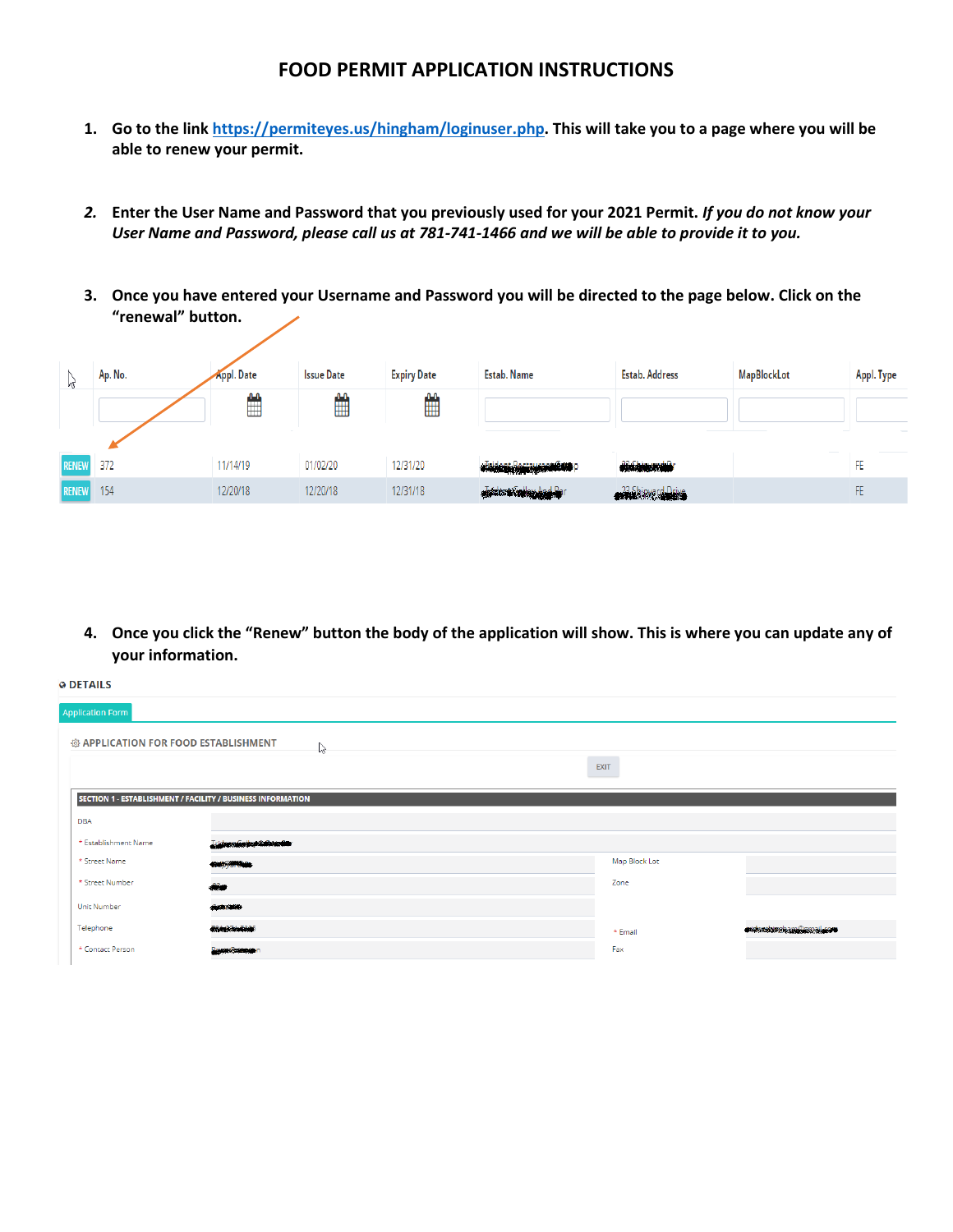# FOOD PERMIT APPLICATION INSTRUCTIONS

1. **Go to the link [https://permiteyes.us/hingham/loginuser.php](https://permiteyes.us/hingham/loginuser.php). This will take you to a page where you will be able to renew your permit.**

2. **Enter the User Name and Password that you previously used for your 2021 Permit. *If you do not know your User Name and Password, please call us at 781-741-1466 and we will be able to provide it to you.***

3. **Once you have entered your Username and Password you will be directed to the page below. Click on the "renewal" button.**

| | Ap. No. | Appl. Date | Issue Date | Expiry Date | Estab. Name | Estab. Address | MapBlockLot | Appl. Type |
|---|---|---|---|---|---|---|---|---|
| RENEW | 372 | 11/14/19 | 01/02/20 | 12/31/20 | | | | FE |
| RENEW | 154 | 12/20/18 | 12/20/18 | 12/31/18 | | | | FE |

4. **Once you click the "Renew" button the body of the application will show. This is where you can update any of your information.**

DETAILS

Application Form

APPLICATION FOR FOOD ESTABLISHMENT

EXIT

**SECTION 1 - ESTABLISHMENT / FACILITY / BUSINESS INFORMATION**

| | | | |
|---|---|---|---|
| DBA | | | |
| * Establishment Name | | | |
| * Street Name | | Map Block Lot | |
| * Street Number | | Zone | |
| Unit Number | | | |
| Telephone | | * Email | |
| * Contact Person | | Fax | |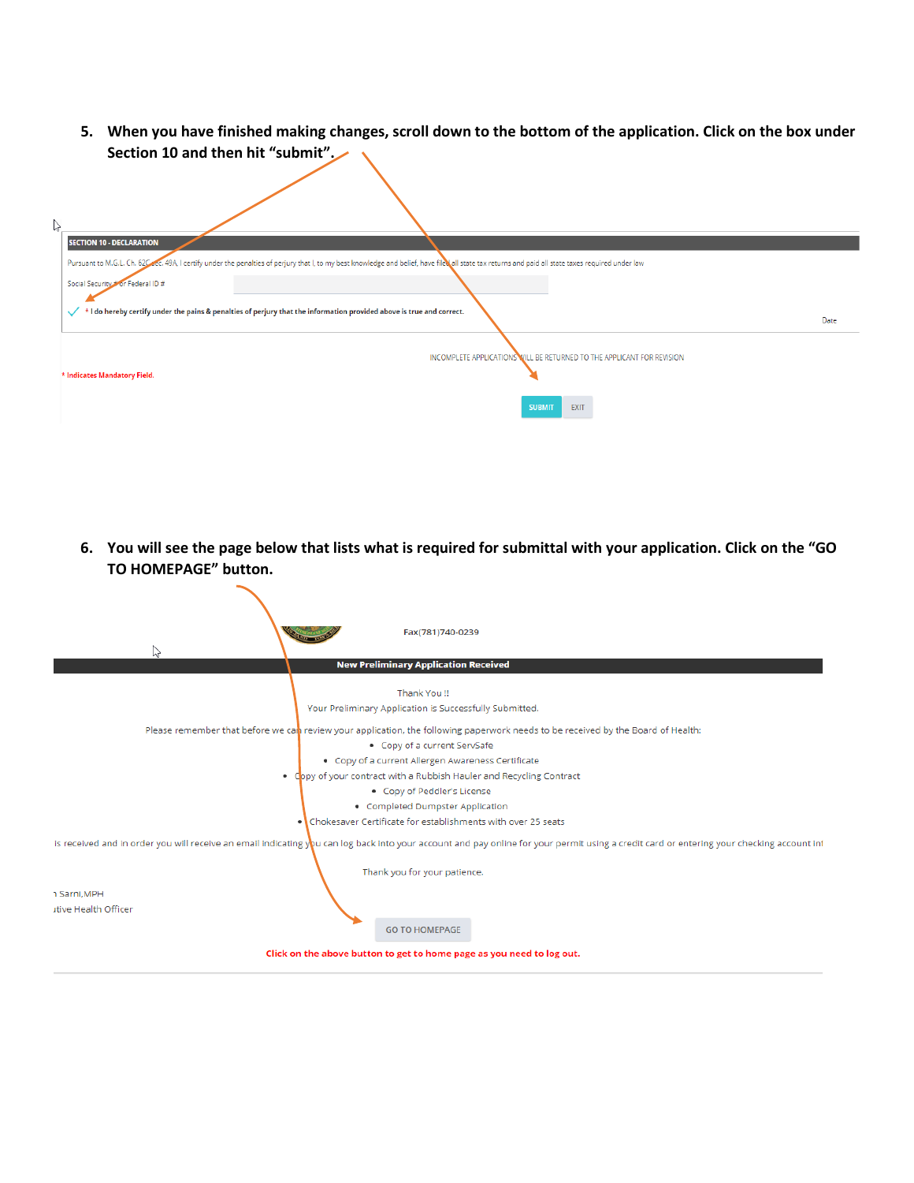5. **When you have finished making changes, scroll down to the bottom of the application. Click on the box under Section 10 and then hit "submit".**

SECTION 10 - DECLARATION

Pursuant to M.G.L. Ch. 62C sec. 49A, I certify under the penalties of perjury that I, to my best knowledge and belief, have filed all state tax returns and paid all state taxes required under law

Social Security # or Federal ID #

* I do hereby certify under the pains & penalties of perjury that the information provided above is true and correct.

Date

INCOMPLETE APPLICATIONS WILL BE RETURNED TO THE APPLICANT FOR REVISION

* Indicates Mandatory Field.

SUBMIT EXIT

6. **You will see the page below that lists what is required for submittal with your application. Click on the "GO TO HOMEPAGE" button.**

Fax(781)740-0239

New Preliminary Application Received

Thank You !!

Your Preliminary Application is Successfully Submitted.

Please remember that before we can review your application, the following paperwork needs to be received by the Board of Health:

- Copy of a current ServSafe
- Copy of a current Allergen Awareness Certificate
- Copy of your contract with a Rubbish Hauler and Recycling Contract
- Copy of Peddler's License
- Completed Dumpster Application
- Chokesaver Certificate for establishments with over 25 seats

is received and in order you will receive an email indicating you can log back into your account and pay online for your permit using a credit card or entering your checking account inf

Thank you for your patience.

n Sarni, MPH

itive Health Officer

GO TO HOMEPAGE

Click on the above button to get to home page as you need to log out.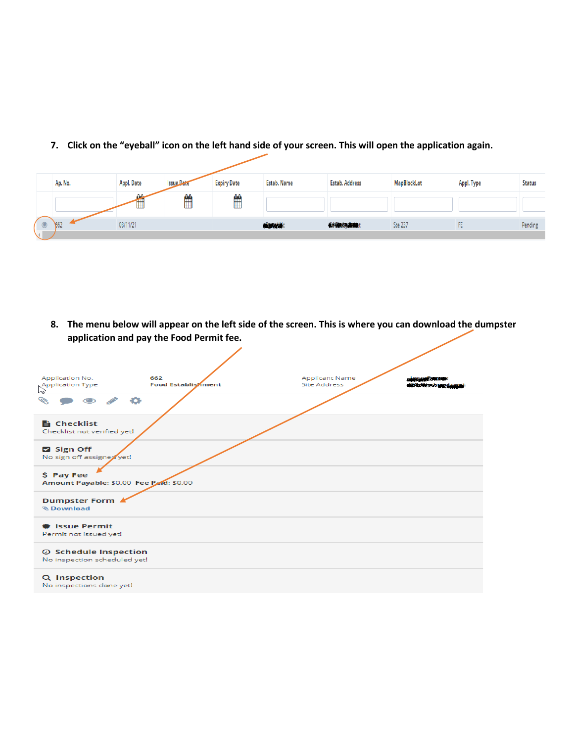7. **Click on the "eyeball" icon on the left hand side of your screen. This will open the application again.**

| | Ap. No. | Appl. Date | Issue Date | Expiry Date | Estab. Name | Estab. Address | MapBlockLot | Appl. Type | Status |
|---|---|---|---|---|---|---|---|---|---|
| | | | | | | | | | |
| | 662 | 08/11/21 | | | | | Sze 237 | FE | Pending |

8. **The menu below will appear on the left side of the screen. This is where you can download the dumpster application and pay the Food Permit fee.**

Application No. 662
Application Type Food Establishment
Applicant Name
Site Address

**Checklist**
Checklist not verified yet!

**Sign Off**
No sign off assigned yet!

**$ Pay Fee**
**Amount Payable:** $0.00 **Fee Paid:** $0.00

**Dumpster Form**
Download

**Issue Permit**
Permit not issued yet!

**Schedule Inspection**
No inspection scheduled yet!

**Inspection**
No inspections done yet!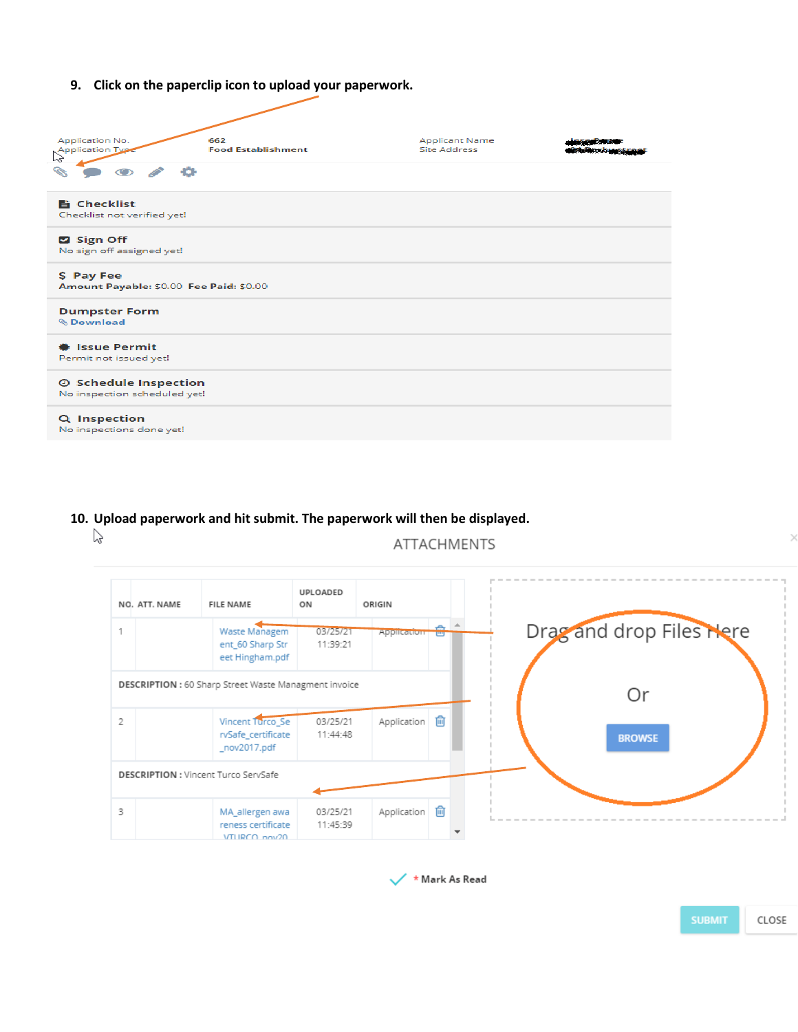9. **Click on the paperclip icon to upload your paperwork.**

Application No. 662
Application Type Food Establishment
Applicant Name
Site Address

**Checklist**
Checklist not verified yet!

**Sign Off**
No sign off assigned yet!

**Pay Fee**
**Amount Payable:** $0.00 **Fee Paid:** $0.00

**Dumpster Form**
Download

**Issue Permit**
Permit not issued yet!

**Schedule Inspection**
No inspection scheduled yet!

**Inspection**
No inspections done yet!

10. **Upload paperwork and hit submit. The paperwork will then be displayed.**

ATTACHMENTS

| NO. | ATT. NAME | FILE NAME | UPLOADED ON | ORIGIN |
|---|---|---|---|---|
| 1 | | Waste Management_60 Sharp Street Hingham.pdf | 03/25/21 11:39:21 | Application |
| DESCRIPTION : 60 Sharp Street Waste Managment invoice | | | | |
| 2 | | Vincent Turco_ServSafe_certificate_nov2017.pdf | 03/25/21 11:44:48 | Application |
| DESCRIPTION : Vincent Turco ServSafe | | | | |
| 3 | | MA_allergen awareness certificate VTURCO_nov20 | 03/25/21 11:45:39 | Application |

Drag and drop Files Here

Or

BROWSE

* Mark As Read

SUBMIT CLOSE